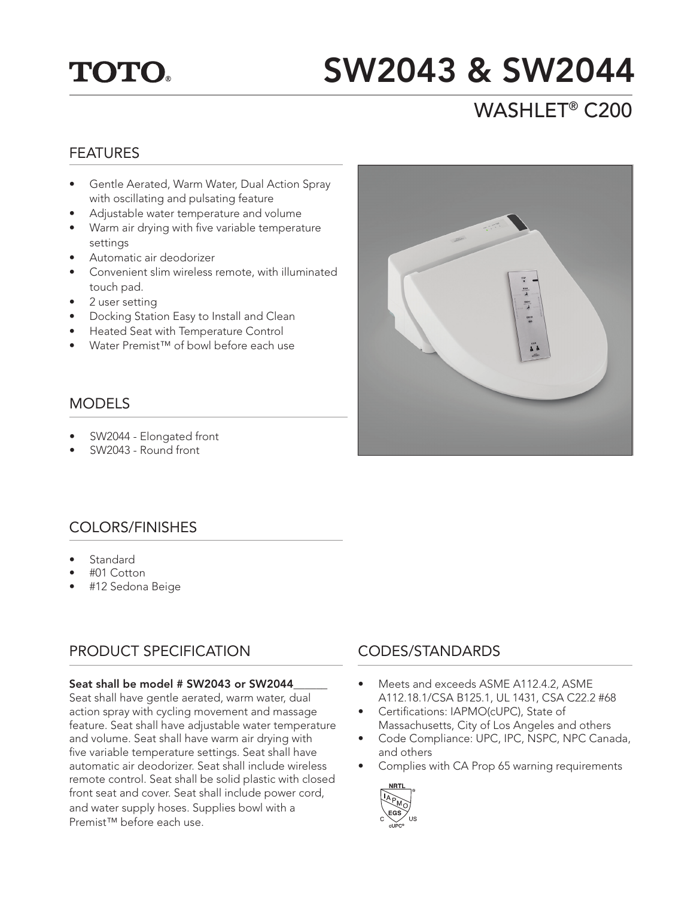TOTO®

# SW2043 & SW2044

## WASHLET® C200

## FEATURES

- Gentle Aerated, Warm Water, Dual Action Spray with oscillating and pulsating feature
- Adjustable water temperature and volume
- Warm air drying with five variable temperature settings
- Automatic air deodorizer
- Convenient slim wireless remote, with illuminated touch pad.
- 2 user setting
- Docking Station Easy to Install and Clean
- Heated Seat with Temperature Control
- Water Premist™ of bowl before each use

## MODELS

- SW2044 - Elongated front
- SW2043 - Round front

## COLORS/FINISHES

- Standard
- #01 Cotton
- #12 Sedona Beige

## PRODUCT SPECIFICATION

**Seat shall be model # SW2043 or SW2044______**

Seat shall have gentle aerated, warm water, dual action spray with cycling movement and massage feature. Seat shall have adjustable water temperature and volume. Seat shall have warm air drying with five variable temperature settings. Seat shall have automatic air deodorizer. Seat shall include wireless remote control. Seat shall be solid plastic with closed front seat and cover. Seat shall include power cord, and water supply hoses. Supplies bowl with a Premist™ before each use.

## CODES/STANDARDS

- Meets and exceeds ASME A112.4.2, ASME A112.18.1/CSA B125.1, UL 1431, CSA C22.2 #68
- Certifications: IAPMO(cUPC), State of Massachusetts, City of Los Angeles and others
- Code Compliance: UPC, IPC, NSPC, NPC Canada, and others
- Complies with CA Prop 65 warning requirements

NRTL IAPMO EGS C US cUPC®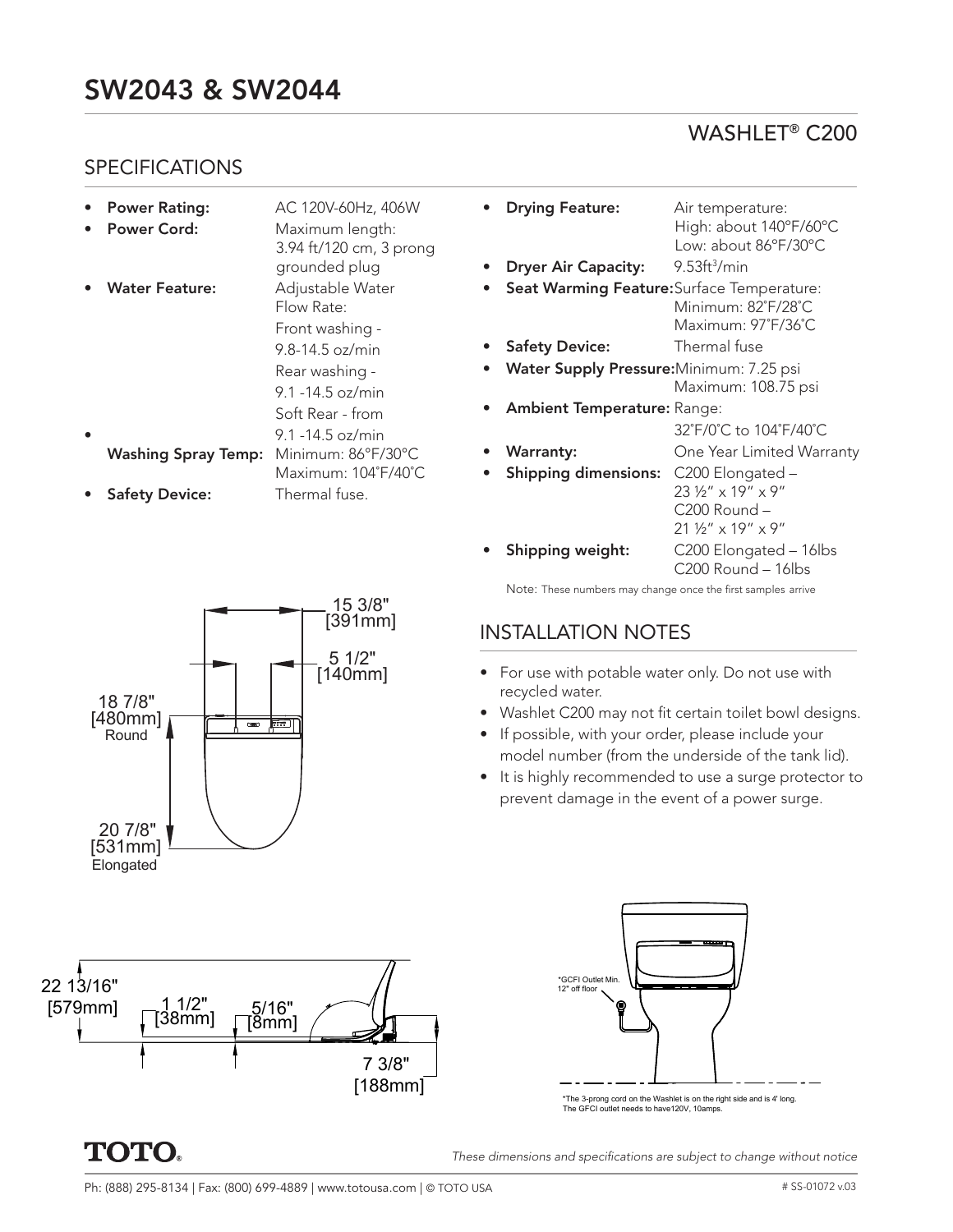# SW2043 & SW2044

## WASHLET® C200

## SPECIFICATIONS

- **Power Rating:** AC 120V-60Hz, 406W
- **Power Cord:** Maximum length: 3.94 ft/120 cm, 3 prong grounded plug
- **Water Feature:** Adjustable Water Flow Rate:
  Front washing - 9.8-14.5 oz/min
  Rear washing - 9.1 -14.5 oz/min
  Soft Rear - from 9.1 -14.5 oz/min
- **Washing Spray Temp:** Minimum: 86°F/30°C Maximum: 104˚F/40˚C
- **Safety Device:** Thermal fuse.
- **Drying Feature:** Air temperature: High: about 140°F/60°C Low: about 86°F/30°C
- **Dryer Air Capacity:** 9.53ft$^3$/min
- **Seat Warming Feature:** Surface Temperature: Minimum: 82˚F/28˚C Maximum: 97˚F/36˚C
- **Safety Device:** Thermal fuse
- **Water Supply Pressure:** Minimum: 7.25 psi Maximum: 108.75 psi
- **Ambient Temperature:** Range: 32˚F/0˚C to 104˚F/40˚C
- **Warranty:** One Year Limited Warranty
- **Shipping dimensions:** C200 Elongated – 23 ½" x 19" x 9" C200 Round – 21 ½" x 19" x 9"
- **Shipping weight:** C200 Elongated – 16lbs C200 Round – 16lbs

Note: These numbers may change once the first samples arrive

15 3/8" [391mm]
5 1/2" [140mm]
18 7/8" [480mm] Round
20 7/8" [531mm] Elongated

## INSTALLATION NOTES

- For use with potable water only. Do not use with recycled water.
- Washlet C200 may not fit certain toilet bowl designs.
- If possible, with your order, please include your model number (from the underside of the tank lid).
- It is highly recommended to use a surge protector to prevent damage in the event of a power surge.

22 13/16" [579mm]
1 1/2" [38mm]
5/16" [8mm]
7 3/8" [188mm]

*GCFI Outlet Min. 12" off floor

*The 3-prong cord on the Washlet is on the right side and is 4' long. The GFCI outlet needs to have120V, 10amps.

*These dimensions and specifications are subject to change without notice*

Ph: (888) 295-8134 | Fax: (800) 699-4889 | www.totousa.com | © TOTO USA

# SS-01072 v.03